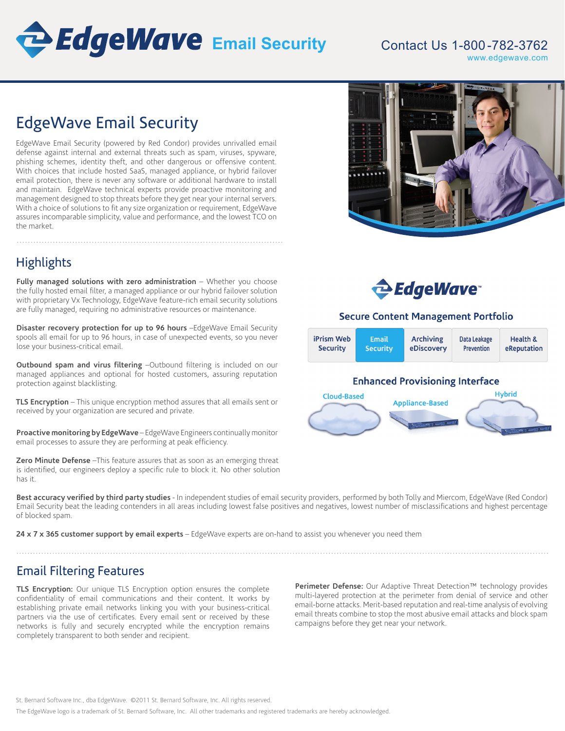# EdgeWave Email Security

Contact Us 1-800-782-3762
www.edgewave.com

## EdgeWave Email Security

EdgeWave Email Security (powered by Red Condor) provides unrivalled email defense against internal and external threats such as spam, viruses, spyware, phishing schemes, identity theft, and other dangerous or offensive content. With choices that include hosted SaaS, managed appliance, or hybrid failover email protection, there is never any software or additional hardware to install and maintain. EdgeWave technical experts provide proactive monitoring and management designed to stop threats before they get near your internal servers. With a choice of solutions to fit any size organization or requirement, EdgeWave assures incomparable simplicity, value and performance, and the lowest TCO on the market.

## Highlights

**Fully managed solutions with zero administration** – Whether you choose the fully hosted email filter, a managed appliance or our hybrid failover solution with proprietary Vx Technology, EdgeWave feature-rich email security solutions are fully managed, requiring no administrative resources or maintenance.

**Disaster recovery protection for up to 96 hours** –EdgeWave Email Security spools all email for up to 96 hours, in case of unexpected events, so you never lose your business-critical email.

**Outbound spam and virus filtering** –Outbound filtering is included on our managed appliances and optional for hosted customers, assuring reputation protection against blacklisting.

**TLS Encryption** – This unique encryption method assures that all emails sent or received by your organization are secured and private.

**Proactive monitoring by EdgeWave** – EdgeWave Engineers continually monitor email processes to assure they are performing at peak efficiency.

**Zero Minute Defense** –This feature assures that as soon as an emerging threat is identified, our engineers deploy a specific rule to block it. No other solution has it.

EdgeWave™

### Secure Content Management Portfolio

| iPrism Web Security | Email Security | Archiving eDiscovery | Data Leakage Prevention | Health & eReputation |
|---|---|---|---|---|

### Enhanced Provisioning Interface

Cloud-Based | Appliance-Based | Hybrid

**Best accuracy verified by third party studies** - In independent studies of email security providers, performed by both Tolly and Miercom, EdgeWave (Red Condor) Email Security beat the leading contenders in all areas including lowest false positives and negatives, lowest number of misclassifications and highest percentage of blocked spam.

**24 x 7 x 365 customer support by email experts** – EdgeWave experts are on-hand to assist you whenever you need them

## Email Filtering Features

**TLS Encryption:** Our unique TLS Encryption option ensures the complete confidentiality of email communications and their content. It works by establishing private email networks linking you with your business-critical partners via the use of certificates. Every email sent or received by these networks is fully and securely encrypted while the encryption remains completely transparent to both sender and recipient.

**Perimeter Defense:** Our Adaptive Threat Detection™ technology provides multi-layered protection at the perimeter from denial of service and other email-borne attacks. Merit-based reputation and real-time analysis of evolving email threats combine to stop the most abusive email attacks and block spam campaigns before they get near your network.

St. Bernard Software Inc., dba EdgeWave. ©2011 St. Bernard Software, Inc. All rights reserved.

The EdgeWave logo is a trademark of St. Bernard Software, Inc. All other trademarks and registered trademarks are hereby acknowledged.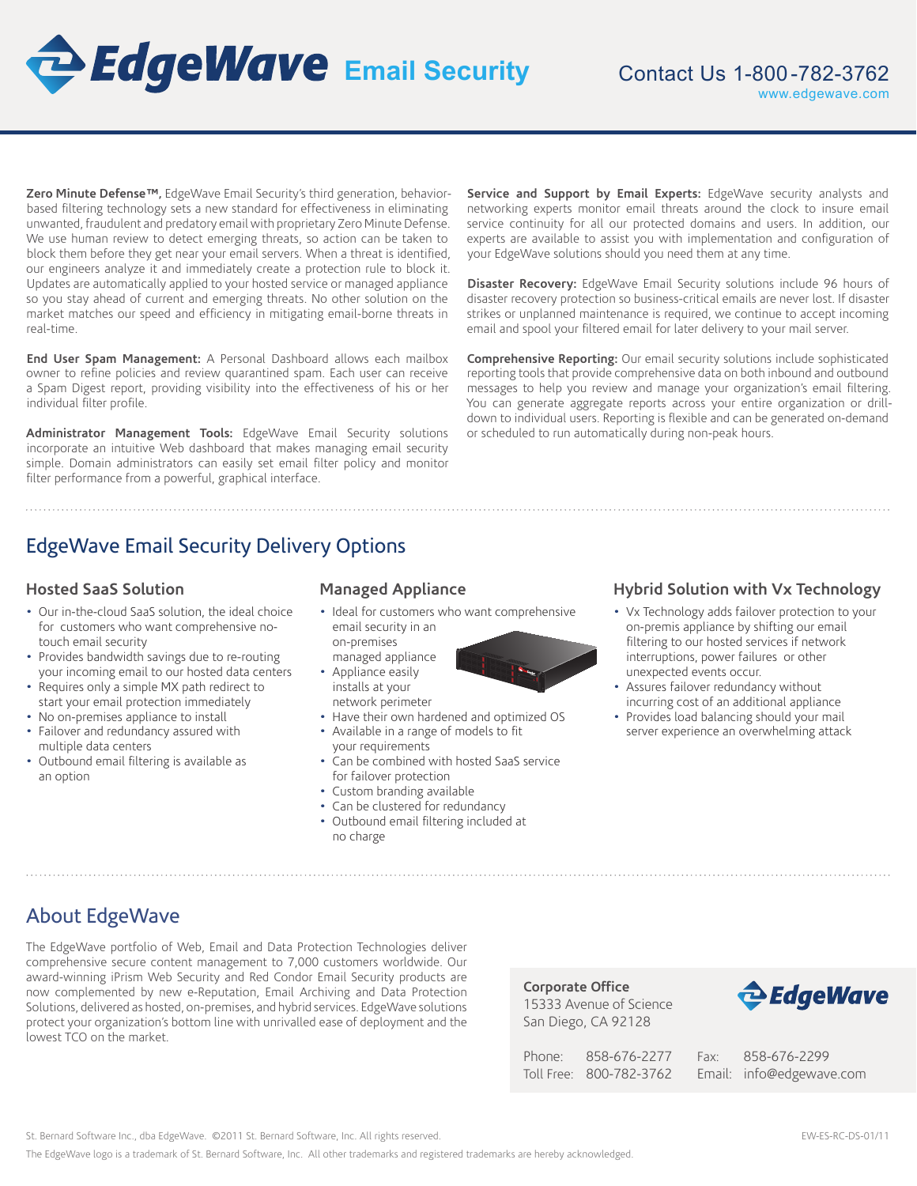# EdgeWave Email Security

Contact Us 1-800-782-3762
www.edgewave.com

**Zero Minute Defense™,** EdgeWave Email Security's third generation, behavior-based filtering technology sets a new standard for effectiveness in eliminating unwanted, fraudulent and predatory email with proprietary Zero Minute Defense. We use human review to detect emerging threats, so action can be taken to block them before they get near your email servers. When a threat is identified, our engineers analyze it and immediately create a protection rule to block it. Updates are automatically applied to your hosted service or managed appliance so you stay ahead of current and emerging threats. No other solution on the market matches our speed and efficiency in mitigating email-borne threats in real-time.

**End User Spam Management:** A Personal Dashboard allows each mailbox owner to refine policies and review quarantined spam. Each user can receive a Spam Digest report, providing visibility into the effectiveness of his or her individual filter profile.

**Administrator Management Tools:** EdgeWave Email Security solutions incorporate an intuitive Web dashboard that makes managing email security simple. Domain administrators can easily set email filter policy and monitor filter performance from a powerful, graphical interface.

**Service and Support by Email Experts:** EdgeWave security analysts and networking experts monitor email threats around the clock to insure email service continuity for all our protected domains and users. In addition, our experts are available to assist you with implementation and configuration of your EdgeWave solutions should you need them at any time.

**Disaster Recovery:** EdgeWave Email Security solutions include 96 hours of disaster recovery protection so business-critical emails are never lost. If disaster strikes or unplanned maintenance is required, we continue to accept incoming email and spool your filtered email for later delivery to your mail server.

**Comprehensive Reporting:** Our email security solutions include sophisticated reporting tools that provide comprehensive data on both inbound and outbound messages to help you review and manage your organization's email filtering. You can generate aggregate reports across your entire organization or drill-down to individual users. Reporting is flexible and can be generated on-demand or scheduled to run automatically during non-peak hours.

## EdgeWave Email Security Delivery Options

### Hosted SaaS Solution

- Our in-the-cloud SaaS solution, the ideal choice for customers who want comprehensive no-touch email security
- Provides bandwidth savings due to re-routing your incoming email to our hosted data centers
- Requires only a simple MX path redirect to start your email protection immediately
- No on-premises appliance to install
- Failover and redundancy assured with multiple data centers
- Outbound email filtering is available as an option

### Managed Appliance

- Ideal for customers who want comprehensive email security in an on-premises managed appliance
- Appliance easily installs at your network perimeter
- Have their own hardened and optimized OS
- Available in a range of models to fit your requirements
- Can be combined with hosted SaaS service for failover protection
- Custom branding available
- Can be clustered for redundancy
- Outbound email filtering included at no charge

### Hybrid Solution with Vx Technology

- Vx Technology adds failover protection to your on-premis appliance by shifting our email filtering to our hosted services if network interruptions, power failures or other unexpected events occur.
- Assures failover redundancy without incurring cost of an additional appliance
- Provides load balancing should your mail server experience an overwhelming attack

## About EdgeWave

The EdgeWave portfolio of Web, Email and Data Protection Technologies deliver comprehensive secure content management to 7,000 customers worldwide. Our award-winning iPrism Web Security and Red Condor Email Security products are now complemented by new e-Reputation, Email Archiving and Data Protection Solutions, delivered as hosted, on-premises, and hybrid services. EdgeWave solutions protect your organization's bottom line with unrivalled ease of deployment and the lowest TCO on the market.

**Corporate Office**
15333 Avenue of Science
San Diego, CA 92128

EdgeWave

Phone: 858-676-2277
Toll Free: 800-782-3762
Fax: 858-676-2299
Email: info@edgewave.com

St. Bernard Software Inc., dba EdgeWave. ©2011 St. Bernard Software, Inc. All rights reserved.

EW-ES-RC-DS-01/11

The EdgeWave logo is a trademark of St. Bernard Software, Inc. All other trademarks and registered trademarks are hereby acknowledged.